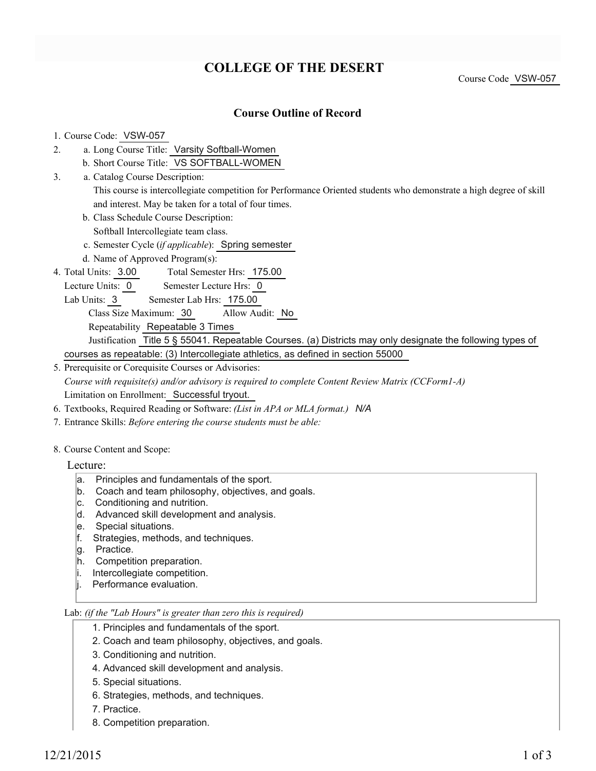# COLLEGE OF THE DESERT

Course Code VSW-057

## Course Outline of Record

1. Course Code: VSW-057
2. a. Long Course Title: Varsity Softball-Women

   b. Short Course Title: VS SOFTBALL-WOMEN
3. a. Catalog Course Description:

   This course is intercollegiate competition for Performance Oriented students who demonstrate a high degree of skill and interest. May be taken for a total of four times.

   b. Class Schedule Course Description:

   Softball Intercollegiate team class.

   c. Semester Cycle (*if applicable*): Spring semester

   d. Name of Approved Program(s):
4. Total Units: 3.00 Total Semester Hrs: 175.00

   Lecture Units: 0 Semester Lecture Hrs: 0

   Lab Units: 3 Semester Lab Hrs: 175.00

   Class Size Maximum: 30 Allow Audit: No

   Repeatability Repeatable 3 Times

   Justification Title 5 § 55041. Repeatable Courses. (a) Districts may only designate the following types of courses as repeatable: (3) Intercollegiate athletics, as defined in section 55000
5. Prerequisite or Corequisite Courses or Advisories:

   *Course with requisite(s) and/or advisory is required to complete Content Review Matrix (CCForm1-A)*

   Limitation on Enrollment: Successful tryout.
6. Textbooks, Required Reading or Software: *(List in APA or MLA format.)* *N/A*
7. Entrance Skills: *Before entering the course students must be able:*
8. Course Content and Scope:

Lecture:

a. Principles and fundamentals of the sport.
b. Coach and team philosophy, objectives, and goals.
c. Conditioning and nutrition.
d. Advanced skill development and analysis.
e. Special situations.
f. Strategies, methods, and techniques.
g. Practice.
h. Competition preparation.
i. Intercollegiate competition.
j. Performance evaluation.

Lab: *(if the "Lab Hours" is greater than zero this is required)*

1. Principles and fundamentals of the sport.
2. Coach and team philosophy, objectives, and goals.
3. Conditioning and nutrition.
4. Advanced skill development and analysis.
5. Special situations.
6. Strategies, methods, and techniques.
7. Practice.
8. Competition preparation.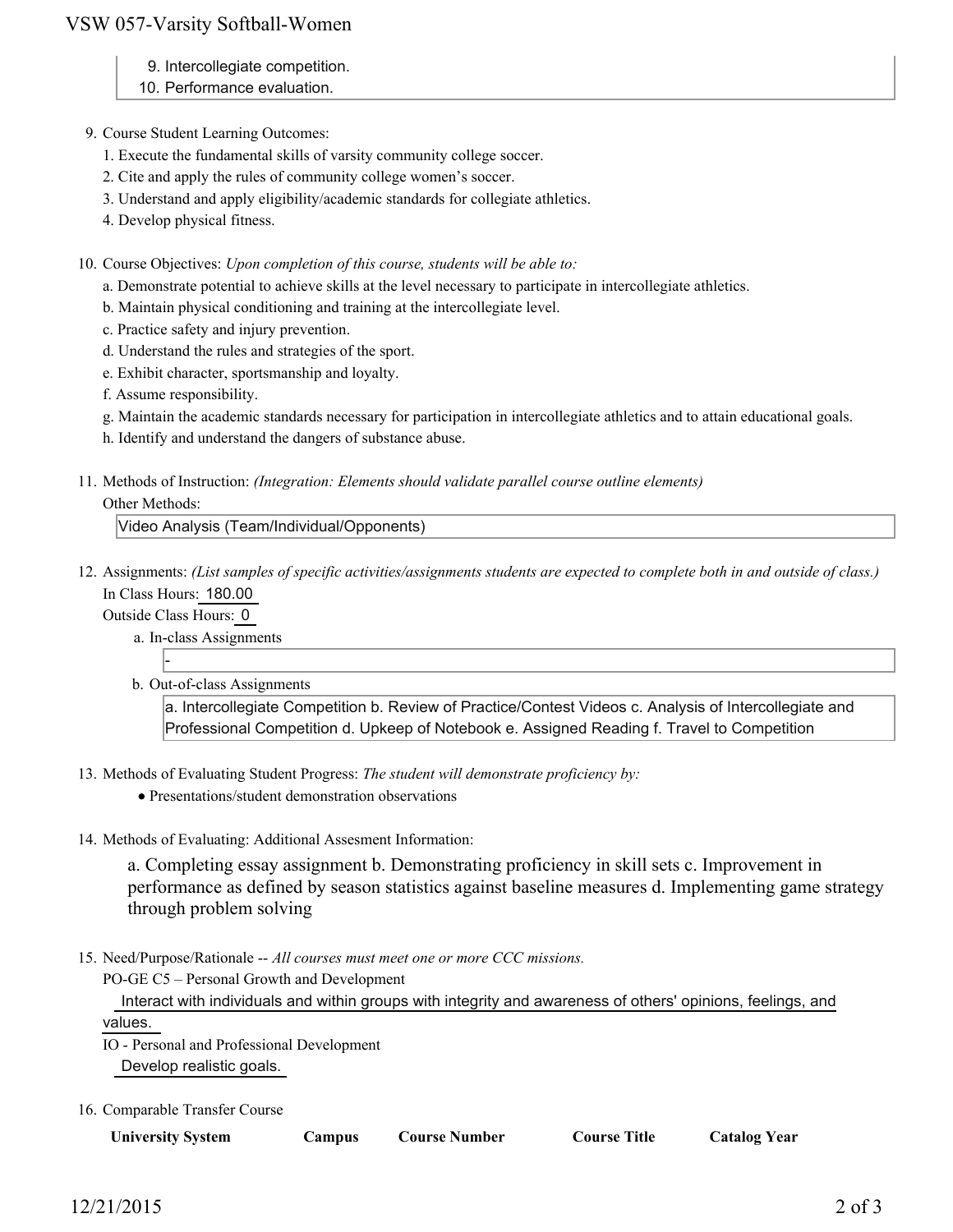9. Intercollegiate competition.
10. Performance evaluation.

9. Course Student Learning Outcomes:
   1. Execute the fundamental skills of varsity community college soccer.
   2. Cite and apply the rules of community college women's soccer.
   3. Understand and apply eligibility/academic standards for collegiate athletics.
   4. Develop physical fitness.

10. Course Objectives: *Upon completion of this course, students will be able to:*
    a. Demonstrate potential to achieve skills at the level necessary to participate in intercollegiate athletics.
    b. Maintain physical conditioning and training at the intercollegiate level.
    c. Practice safety and injury prevention.
    d. Understand the rules and strategies of the sport.
    e. Exhibit character, sportsmanship and loyalty.
    f. Assume responsibility.
    g. Maintain the academic standards necessary for participation in intercollegiate athletics and to attain educational goals.
    h. Identify and understand the dangers of substance abuse.

11. Methods of Instruction: *(Integration: Elements should validate parallel course outline elements)*
    Other Methods:
    Video Analysis (Team/Individual/Opponents)

12. Assignments: *(List samples of specific activities/assignments students are expected to complete both in and outside of class.)*
    In Class Hours: 180.00
    Outside Class Hours: 0
    a. In-class Assignments
       -
    b. Out-of-class Assignments
       a. Intercollegiate Competition b. Review of Practice/Contest Videos c. Analysis of Intercollegiate and Professional Competition d. Upkeep of Notebook e. Assigned Reading f. Travel to Competition

13. Methods of Evaluating Student Progress: *The student will demonstrate proficiency by:*
    - Presentations/student demonstration observations

14. Methods of Evaluating: Additional Assesment Information:
    a. Completing essay assignment b. Demonstrating proficiency in skill sets c. Improvement in performance as defined by season statistics against baseline measures d. Implementing game strategy through problem solving

15. Need/Purpose/Rationale -- *All courses must meet one or more CCC missions.*
    PO-GE C5 – Personal Growth and Development
    Interact with individuals and within groups with integrity and awareness of others' opinions, feelings, and values.
    IO - Personal and Professional Development
    Develop realistic goals.

16. Comparable Transfer Course

| University System | Campus | Course Number | Course Title | Catalog Year |
| --- | --- | --- | --- | --- |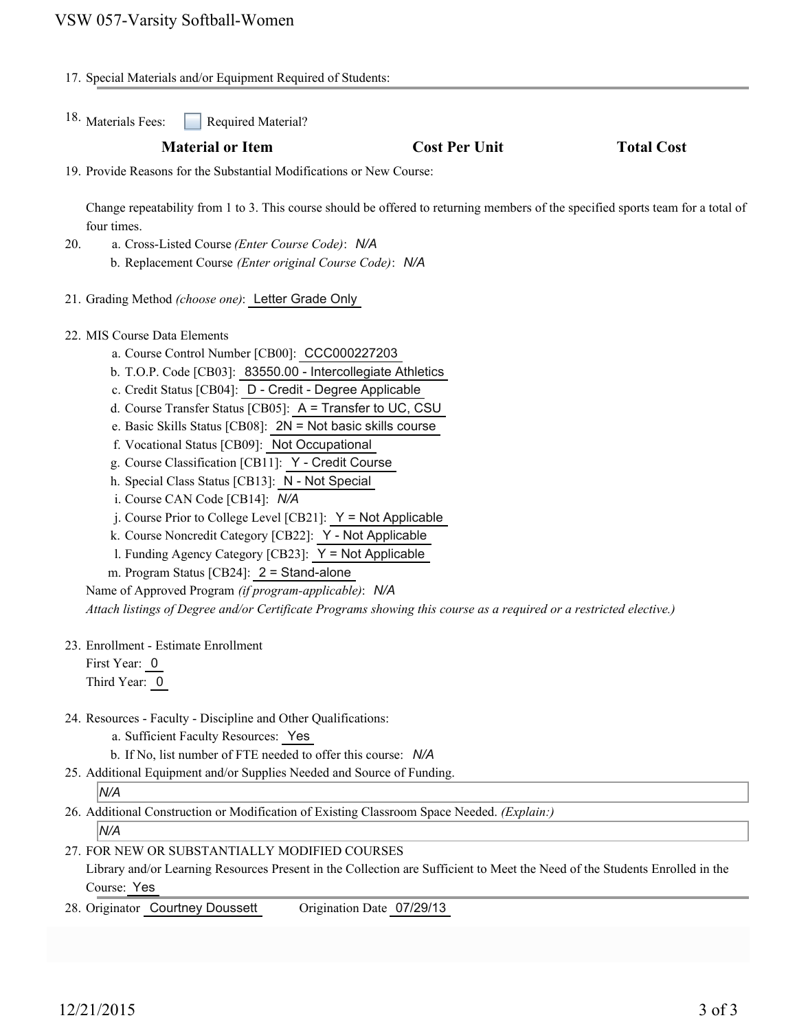17. Special Materials and/or Equipment Required of Students:

18. Materials Fees: ☐ Required Material?

| Material or Item | Cost Per Unit | Total Cost |
|---|---|---|

19. Provide Reasons for the Substantial Modifications or New Course:

    Change repeatability from 1 to 3. This course should be offered to returning members of the specified sports team for a total of four times.

20. a. Cross-Listed Course *(Enter Course Code)*: *N/A*
    b. Replacement Course *(Enter original Course Code)*: *N/A*

21. Grading Method *(choose one)*: Letter Grade Only

22. MIS Course Data Elements
    a. Course Control Number [CB00]: CCC000227203
    b. T.O.P. Code [CB03]: 83550.00 - Intercollegiate Athletics
    c. Credit Status [CB04]: D - Credit - Degree Applicable
    d. Course Transfer Status [CB05]: A = Transfer to UC, CSU
    e. Basic Skills Status [CB08]: 2N = Not basic skills course
    f. Vocational Status [CB09]: Not Occupational
    g. Course Classification [CB11]: Y - Credit Course
    h. Special Class Status [CB13]: N - Not Special
    i. Course CAN Code [CB14]: *N/A*
    j. Course Prior to College Level [CB21]: Y = Not Applicable
    k. Course Noncredit Category [CB22]: Y - Not Applicable
    l. Funding Agency Category [CB23]: Y = Not Applicable
    m. Program Status [CB24]: 2 = Stand-alone

    Name of Approved Program *(if program-applicable)*: *N/A*
    *Attach listings of Degree and/or Certificate Programs showing this course as a required or a restricted elective.)*

23. Enrollment - Estimate Enrollment
    First Year: 0
    Third Year: 0

24. Resources - Faculty - Discipline and Other Qualifications:
    a. Sufficient Faculty Resources: Yes
    b. If No, list number of FTE needed to offer this course: *N/A*

25. Additional Equipment and/or Supplies Needed and Source of Funding.
    *N/A*

26. Additional Construction or Modification of Existing Classroom Space Needed. *(Explain:)*
    *N/A*

27. FOR NEW OR SUBSTANTIALLY MODIFIED COURSES
    Library and/or Learning Resources Present in the Collection are Sufficient to Meet the Need of the Students Enrolled in the Course: Yes

28. Originator Courtney Doussett Origination Date 07/29/13